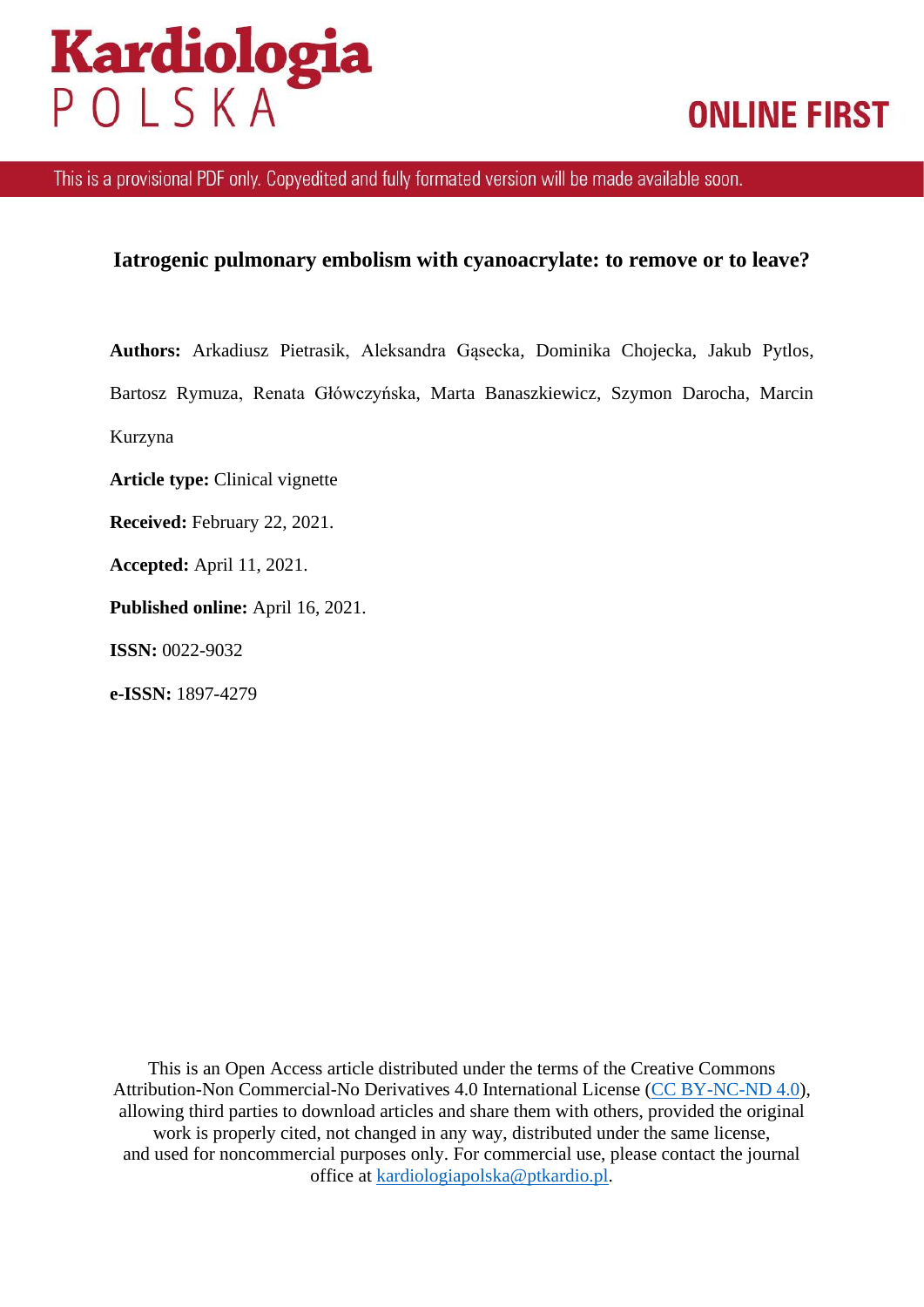Kardiologia POLSKA

ONLINE FIRST

This is a provisional PDF only. Copyedited and fully formated version will be made available soon.

# Iatrogenic pulmonary embolism with cyanoacrylate: to remove or to leave?

**Authors:** Arkadiusz Pietrasik, Aleksandra Gąsecka, Dominika Chojecka, Jakub Pytlos, Bartosz Rymuza, Renata Główczyńska, Marta Banaszkiewicz, Szymon Darocha, Marcin Kurzyna

**Article type:** Clinical vignette

**Received:** February 22, 2021.

**Accepted:** April 11, 2021.

**Published online:** April 16, 2021.

**ISSN:** 0022-9032

**e-ISSN:** 1897-4279

This is an Open Access article distributed under the terms of the Creative Commons Attribution-Non Commercial-No Derivatives 4.0 International License (CC BY-NC-ND 4.0), allowing third parties to download articles and share them with others, provided the original work is properly cited, not changed in any way, distributed under the same license, and used for noncommercial purposes only. For commercial use, please contact the journal office at kardiologiapolska@ptkardio.pl.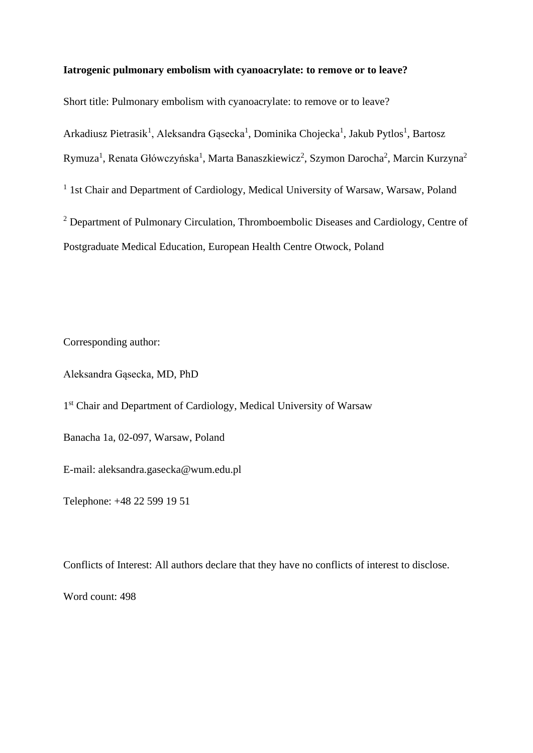**Iatrogenic pulmonary embolism with cyanoacrylate: to remove or to leave?**

Short title: Pulmonary embolism with cyanoacrylate: to remove or to leave?

Arkadiusz Pietrasik[1], Aleksandra Gąsecka[1], Dominika Chojecka[1], Jakub Pytlos[1], Bartosz Rymuza[1], Renata Główczyńska[1], Marta Banaszkiewicz[2], Szymon Darocha[2], Marcin Kurzyna[2]

[1] 1st Chair and Department of Cardiology, Medical University of Warsaw, Warsaw, Poland

[2] Department of Pulmonary Circulation, Thromboembolic Diseases and Cardiology, Centre of Postgraduate Medical Education, European Health Centre Otwock, Poland

Corresponding author:

Aleksandra Gąsecka, MD, PhD

1st Chair and Department of Cardiology, Medical University of Warsaw

Banacha 1a, 02-097, Warsaw, Poland

E-mail: aleksandra.gasecka@wum.edu.pl

Telephone: +48 22 599 19 51

Conflicts of Interest: All authors declare that they have no conflicts of interest to disclose.

Word count: 498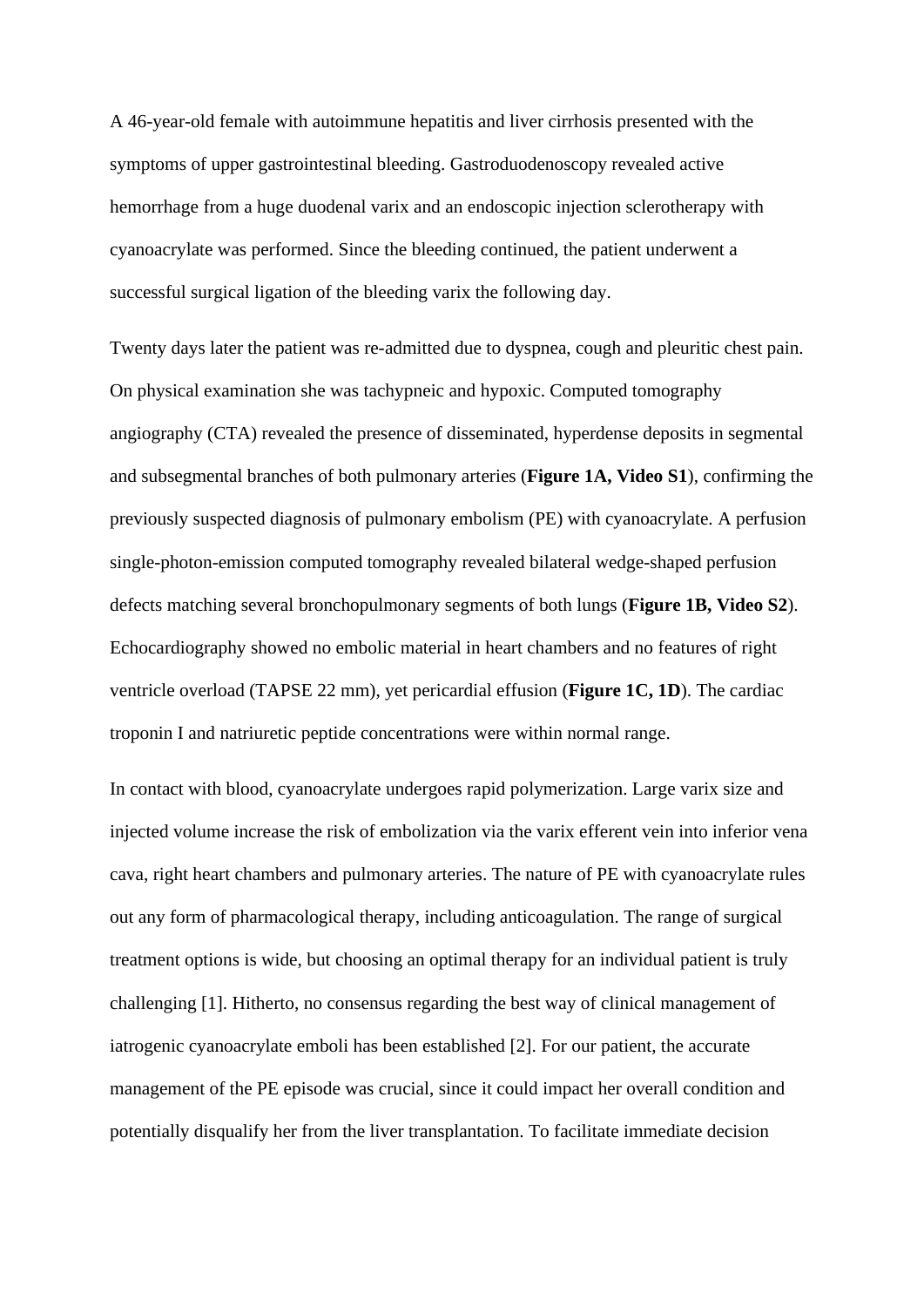A 46-year-old female with autoimmune hepatitis and liver cirrhosis presented with the symptoms of upper gastrointestinal bleeding. Gastroduodenoscopy revealed active hemorrhage from a huge duodenal varix and an endoscopic injection sclerotherapy with cyanoacrylate was performed. Since the bleeding continued, the patient underwent a successful surgical ligation of the bleeding varix the following day.

Twenty days later the patient was re-admitted due to dyspnea, cough and pleuritic chest pain. On physical examination she was tachypneic and hypoxic. Computed tomography angiography (CTA) revealed the presence of disseminated, hyperdense deposits in segmental and subsegmental branches of both pulmonary arteries (**Figure 1A, Video S1**), confirming the previously suspected diagnosis of pulmonary embolism (PE) with cyanoacrylate. A perfusion single-photon-emission computed tomography revealed bilateral wedge-shaped perfusion defects matching several bronchopulmonary segments of both lungs (**Figure 1B, Video S2**). Echocardiography showed no embolic material in heart chambers and no features of right ventricle overload (TAPSE 22 mm), yet pericardial effusion (**Figure 1C, 1D**). The cardiac troponin I and natriuretic peptide concentrations were within normal range.

In contact with blood, cyanoacrylate undergoes rapid polymerization. Large varix size and injected volume increase the risk of embolization via the varix efferent vein into inferior vena cava, right heart chambers and pulmonary arteries. The nature of PE with cyanoacrylate rules out any form of pharmacological therapy, including anticoagulation. The range of surgical treatment options is wide, but choosing an optimal therapy for an individual patient is truly challenging [1]. Hitherto, no consensus regarding the best way of clinical management of iatrogenic cyanoacrylate emboli has been established [2]. For our patient, the accurate management of the PE episode was crucial, since it could impact her overall condition and potentially disqualify her from the liver transplantation. To facilitate immediate decision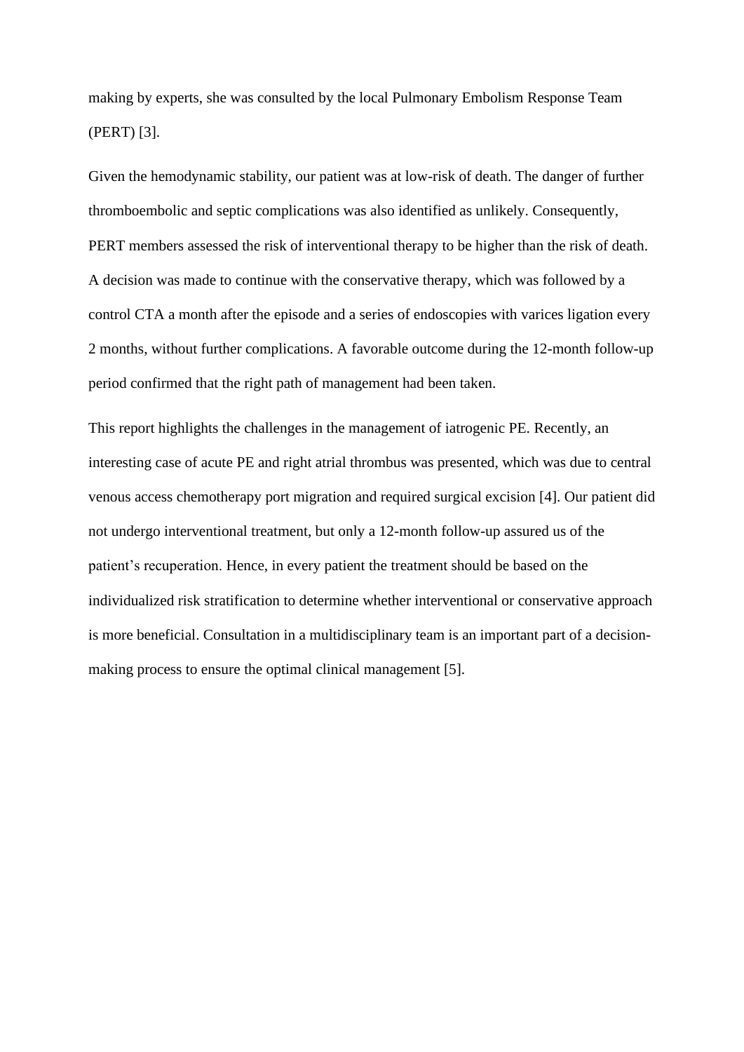making by experts, she was consulted by the local Pulmonary Embolism Response Team (PERT) [3].

Given the hemodynamic stability, our patient was at low-risk of death. The danger of further thromboembolic and septic complications was also identified as unlikely. Consequently, PERT members assessed the risk of interventional therapy to be higher than the risk of death. A decision was made to continue with the conservative therapy, which was followed by a control CTA a month after the episode and a series of endoscopies with varices ligation every 2 months, without further complications. A favorable outcome during the 12-month follow-up period confirmed that the right path of management had been taken.

This report highlights the challenges in the management of iatrogenic PE. Recently, an interesting case of acute PE and right atrial thrombus was presented, which was due to central venous access chemotherapy port migration and required surgical excision [4]. Our patient did not undergo interventional treatment, but only a 12-month follow-up assured us of the patient's recuperation. Hence, in every patient the treatment should be based on the individualized risk stratification to determine whether interventional or conservative approach is more beneficial. Consultation in a multidisciplinary team is an important part of a decision-making process to ensure the optimal clinical management [5].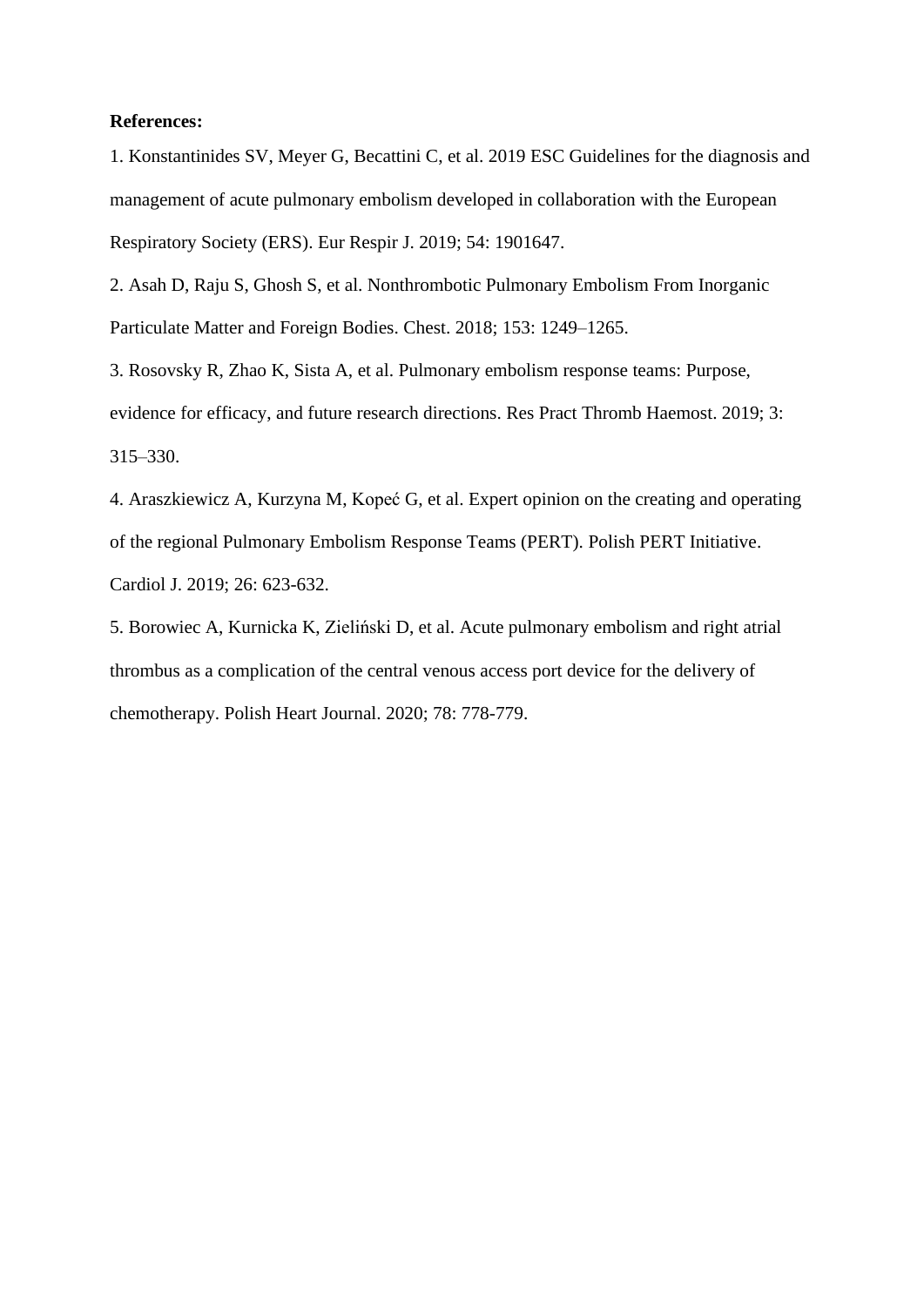**References:**

1. Konstantinides SV, Meyer G, Becattini C, et al. 2019 ESC Guidelines for the diagnosis and management of acute pulmonary embolism developed in collaboration with the European Respiratory Society (ERS). Eur Respir J. 2019; 54: 1901647.

2. Asah D, Raju S, Ghosh S, et al. Nonthrombotic Pulmonary Embolism From Inorganic Particulate Matter and Foreign Bodies. Chest. 2018; 153: 1249–1265.

3. Rosovsky R, Zhao K, Sista A, et al. Pulmonary embolism response teams: Purpose, evidence for efficacy, and future research directions. Res Pract Thromb Haemost. 2019; 3: 315–330.

4. Araszkiewicz A, Kurzyna M, Kopeć G, et al. Expert opinion on the creating and operating of the regional Pulmonary Embolism Response Teams (PERT). Polish PERT Initiative. Cardiol J. 2019; 26: 623-632.

5. Borowiec A, Kurnicka K, Zieliński D, et al. Acute pulmonary embolism and right atrial thrombus as a complication of the central venous access port device for the delivery of chemotherapy. Polish Heart Journal. 2020; 78: 778-779.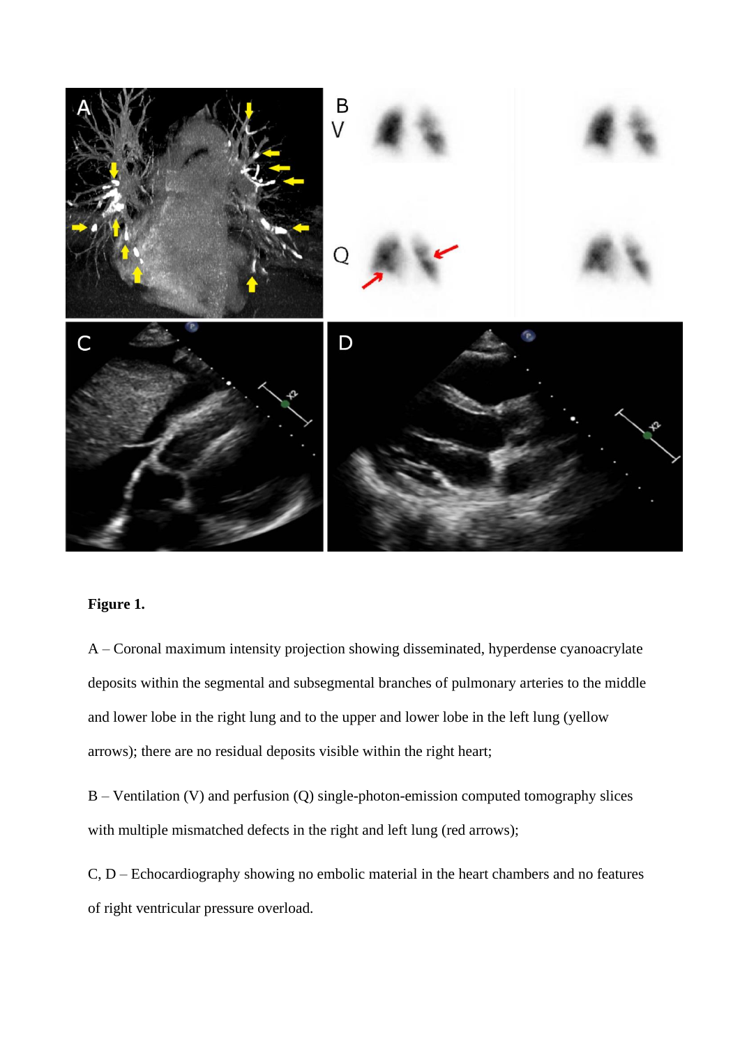**Figure 1.**

A – Coronal maximum intensity projection showing disseminated, hyperdense cyanoacrylate deposits within the segmental and subsegmental branches of pulmonary arteries to the middle and lower lobe in the right lung and to the upper and lower lobe in the left lung (yellow arrows); there are no residual deposits visible within the right heart;

B – Ventilation (V) and perfusion (Q) single-photon-emission computed tomography slices with multiple mismatched defects in the right and left lung (red arrows);

C, D – Echocardiography showing no embolic material in the heart chambers and no features of right ventricular pressure overload.